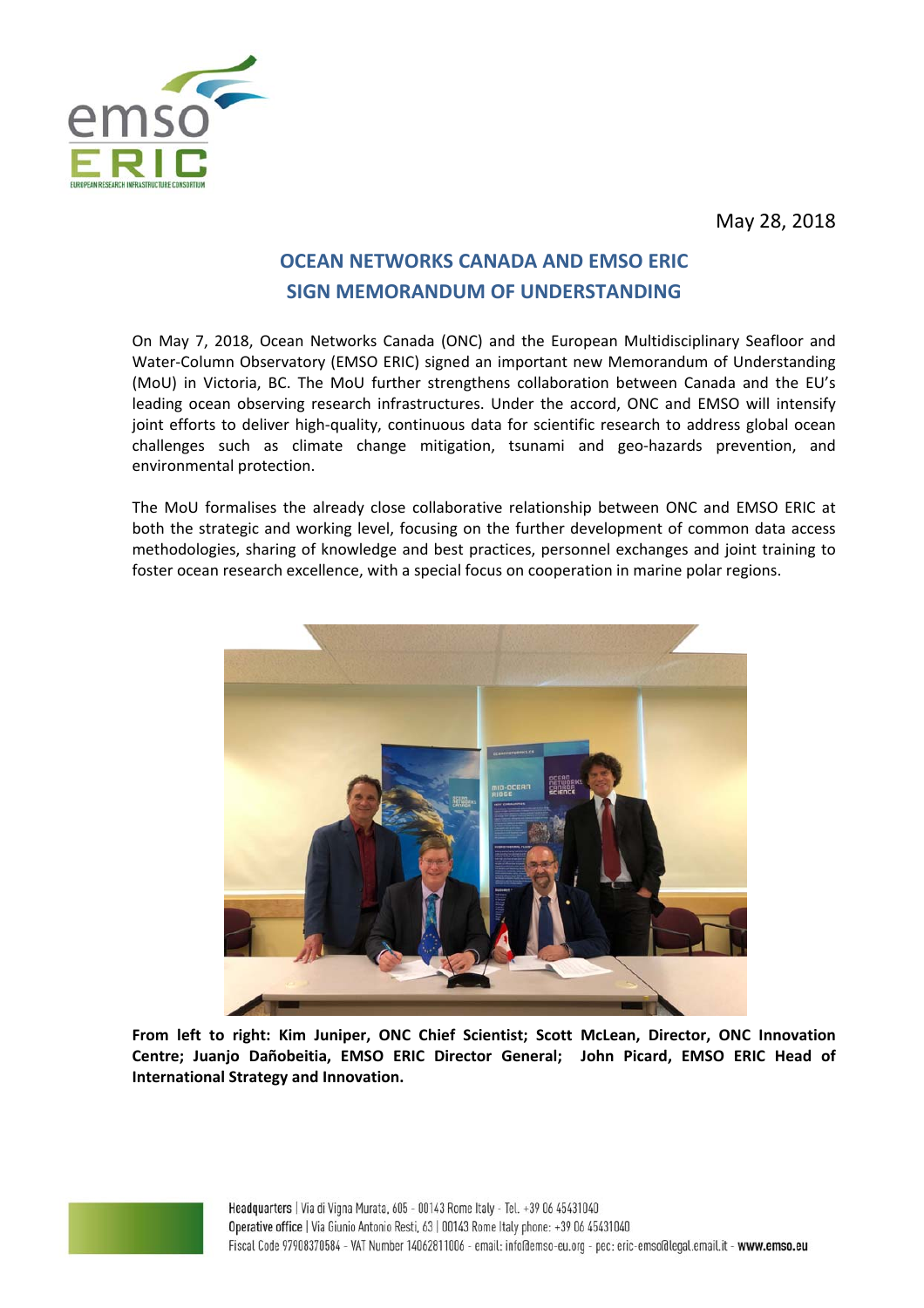May 28, 2018

## OCEAN NETWORKS CANADA AND EMSO ERIC SIGN MEMORANDUM OF UNDERSTANDING

On May 7, 2018, Ocean Networks Canada (ONC) and the European Multidisciplinary Seafloor and Water-Column Observatory (EMSO ERIC) signed an important new Memorandum of Understanding (MoU) in Victoria, BC. The MoU further strengthens collaboration between Canada and the EU's leading ocean observing research infrastructures. Under the accord, ONC and EMSO will intensify joint efforts to deliver high-quality, continuous data for scientific research to address global ocean challenges such as climate change mitigation, tsunami and geo-hazards prevention, and environmental protection.

The MoU formalises the already close collaborative relationship between ONC and EMSO ERIC at both the strategic and working level, focusing on the further development of common data access methodologies, sharing of knowledge and best practices, personnel exchanges and joint training to foster ocean research excellence, with a special focus on cooperation in marine polar regions.

**From left to right: Kim Juniper, ONC Chief Scientist; Scott McLean, Director, ONC Innovation Centre; Juanjo Dañobeitia, EMSO ERIC Director General; John Picard, EMSO ERIC Head of International Strategy and Innovation.**

Headquarters | Via di Vigna Murata, 605 - 00143 Rome Italy - Tel. +39 06 45431040
Operative office | Via Giunio Antonio Resti, 63 | 00143 Rome Italy phone: +39 06 45431040
Fiscal Code 97908370584 - VAT Number 14062811006 - email: info@emso-eu.org - pec: eric-emso@legal.email.it - **www.emso.eu**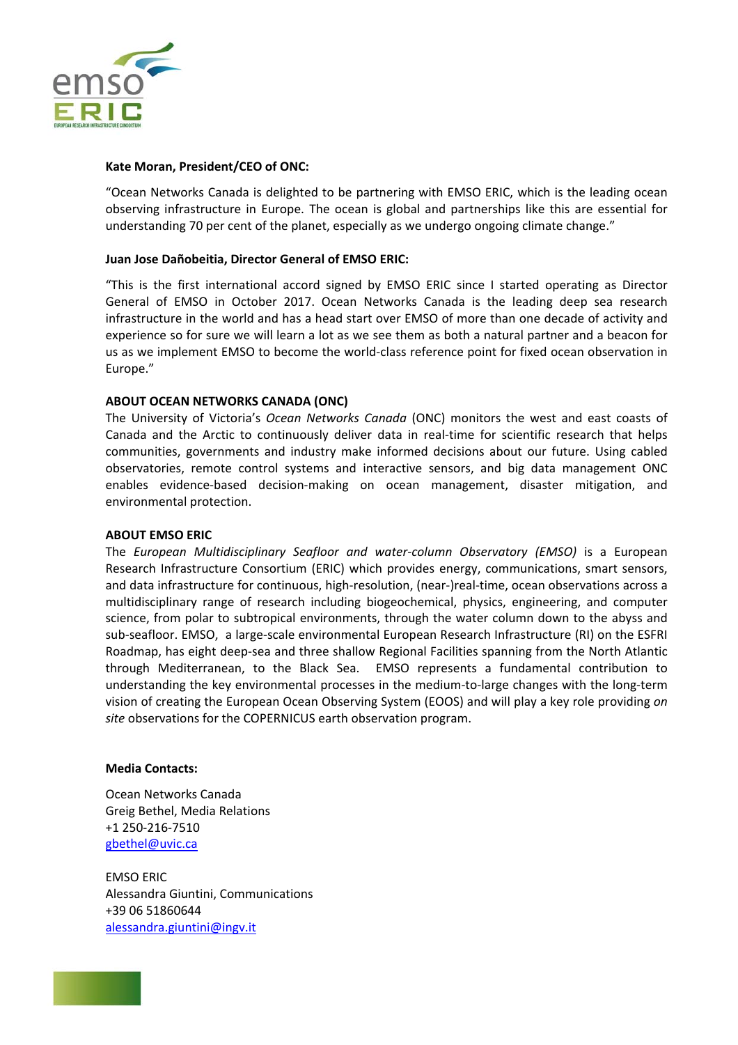**Kate Moran, President/CEO of ONC:**

"Ocean Networks Canada is delighted to be partnering with EMSO ERIC, which is the leading ocean observing infrastructure in Europe. The ocean is global and partnerships like this are essential for understanding 70 per cent of the planet, especially as we undergo ongoing climate change."

**Juan Jose Dañobeitia, Director General of EMSO ERIC:**

"This is the first international accord signed by EMSO ERIC since I started operating as Director General of EMSO in October 2017. Ocean Networks Canada is the leading deep sea research infrastructure in the world and has a head start over EMSO of more than one decade of activity and experience so for sure we will learn a lot as we see them as both a natural partner and a beacon for us as we implement EMSO to become the world-class reference point for fixed ocean observation in Europe."

**ABOUT OCEAN NETWORKS CANADA (ONC)**

The University of Victoria's *Ocean Networks Canada* (ONC) monitors the west and east coasts of Canada and the Arctic to continuously deliver data in real-time for scientific research that helps communities, governments and industry make informed decisions about our future. Using cabled observatories, remote control systems and interactive sensors, and big data management ONC enables evidence-based decision-making on ocean management, disaster mitigation, and environmental protection.

**ABOUT EMSO ERIC**

The *European Multidisciplinary Seafloor and water-column Observatory (EMSO)* is a European Research Infrastructure Consortium (ERIC) which provides energy, communications, smart sensors, and data infrastructure for continuous, high-resolution, (near-)real-time, ocean observations across a multidisciplinary range of research including biogeochemical, physics, engineering, and computer science, from polar to subtropical environments, through the water column down to the abyss and sub-seafloor. EMSO, a large-scale environmental European Research Infrastructure (RI) on the ESFRI Roadmap, has eight deep-sea and three shallow Regional Facilities spanning from the North Atlantic through Mediterranean, to the Black Sea. EMSO represents a fundamental contribution to understanding the key environmental processes in the medium-to-large changes with the long-term vision of creating the European Ocean Observing System (EOOS) and will play a key role providing *on site* observations for the COPERNICUS earth observation program.

**Media Contacts:**

Ocean Networks Canada
Greig Bethel, Media Relations
+1 250-216-7510
gbethel@uvic.ca

EMSO ERIC
Alessandra Giuntini, Communications
+39 06 51860644
alessandra.giuntini@ingv.it